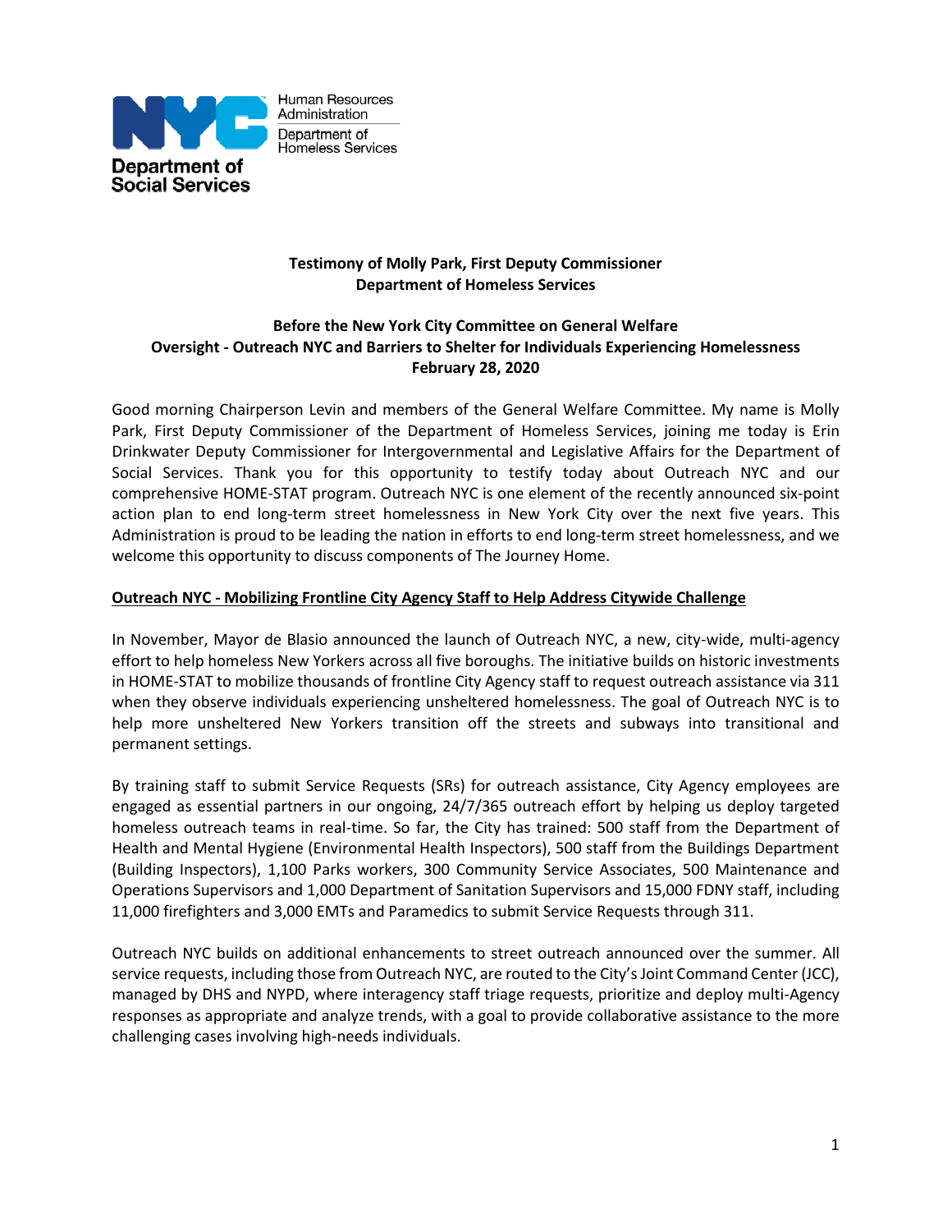Human Resources Administration
Department of Homeless Services

**Department of Social Services**

**Testimony of Molly Park, First Deputy Commissioner**
**Department of Homeless Services**

**Before the New York City Committee on General Welfare**
**Oversight - Outreach NYC and Barriers to Shelter for Individuals Experiencing Homelessness**
**February 28, 2020**

Good morning Chairperson Levin and members of the General Welfare Committee. My name is Molly Park, First Deputy Commissioner of the Department of Homeless Services, joining me today is Erin Drinkwater Deputy Commissioner for Intergovernmental and Legislative Affairs for the Department of Social Services. Thank you for this opportunity to testify today about Outreach NYC and our comprehensive HOME-STAT program. Outreach NYC is one element of the recently announced six-point action plan to end long-term street homelessness in New York City over the next five years. This Administration is proud to be leading the nation in efforts to end long-term street homelessness, and we welcome this opportunity to discuss components of The Journey Home.

**<u>Outreach NYC - Mobilizing Frontline City Agency Staff to Help Address Citywide Challenge</u>**

In November, Mayor de Blasio announced the launch of Outreach NYC, a new, city-wide, multi-agency effort to help homeless New Yorkers across all five boroughs. The initiative builds on historic investments in HOME-STAT to mobilize thousands of frontline City Agency staff to request outreach assistance via 311 when they observe individuals experiencing unsheltered homelessness. The goal of Outreach NYC is to help more unsheltered New Yorkers transition off the streets and subways into transitional and permanent settings.

By training staff to submit Service Requests (SRs) for outreach assistance, City Agency employees are engaged as essential partners in our ongoing, 24/7/365 outreach effort by helping us deploy targeted homeless outreach teams in real-time. So far, the City has trained: 500 staff from the Department of Health and Mental Hygiene (Environmental Health Inspectors), 500 staff from the Buildings Department (Building Inspectors), 1,100 Parks workers, 300 Community Service Associates, 500 Maintenance and Operations Supervisors and 1,000 Department of Sanitation Supervisors and 15,000 FDNY staff, including 11,000 firefighters and 3,000 EMTs and Paramedics to submit Service Requests through 311.

Outreach NYC builds on additional enhancements to street outreach announced over the summer. All service requests, including those from Outreach NYC, are routed to the City's Joint Command Center (JCC), managed by DHS and NYPD, where interagency staff triage requests, prioritize and deploy multi-Agency responses as appropriate and analyze trends, with a goal to provide collaborative assistance to the more challenging cases involving high-needs individuals.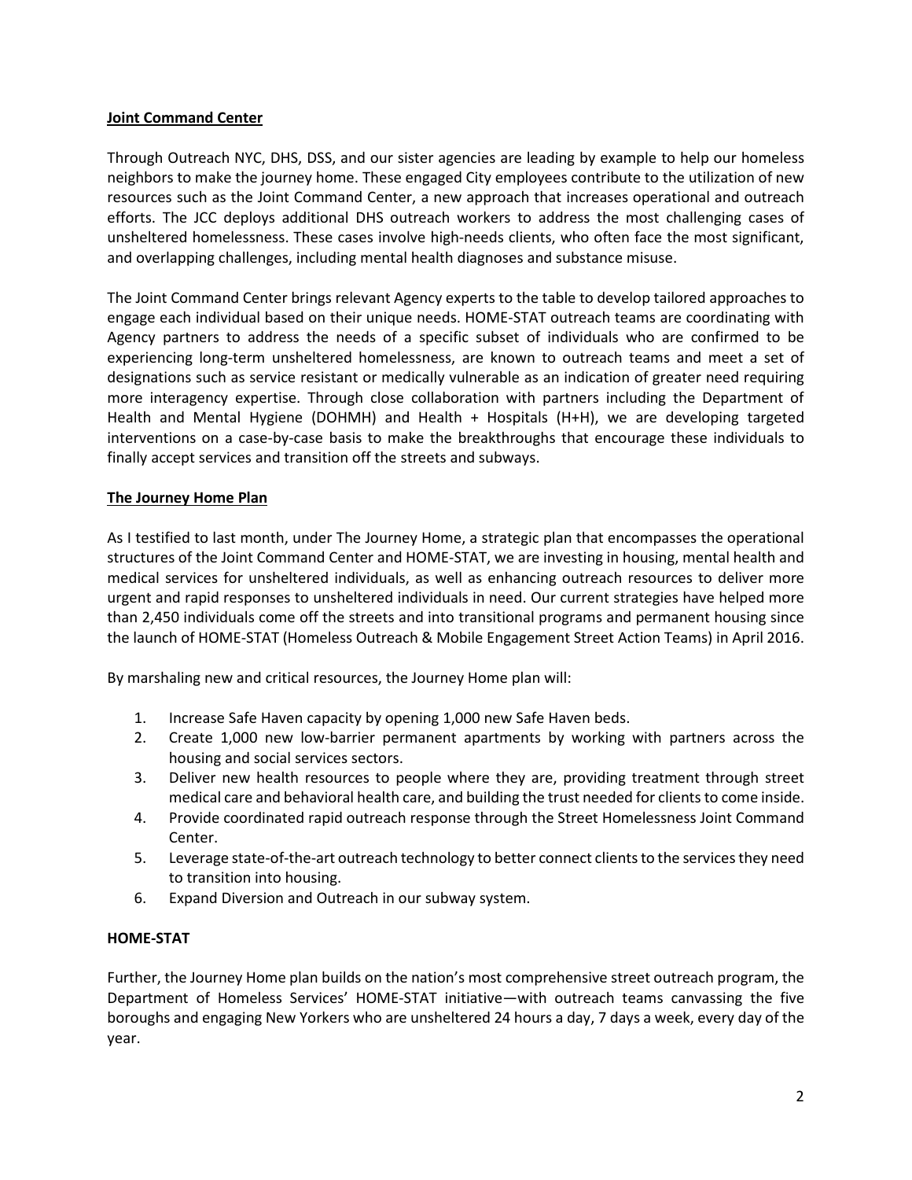**Joint Command Center**

Through Outreach NYC, DHS, DSS, and our sister agencies are leading by example to help our homeless neighbors to make the journey home. These engaged City employees contribute to the utilization of new resources such as the Joint Command Center, a new approach that increases operational and outreach efforts. The JCC deploys additional DHS outreach workers to address the most challenging cases of unsheltered homelessness. These cases involve high-needs clients, who often face the most significant, and overlapping challenges, including mental health diagnoses and substance misuse.

The Joint Command Center brings relevant Agency experts to the table to develop tailored approaches to engage each individual based on their unique needs. HOME-STAT outreach teams are coordinating with Agency partners to address the needs of a specific subset of individuals who are confirmed to be experiencing long-term unsheltered homelessness, are known to outreach teams and meet a set of designations such as service resistant or medically vulnerable as an indication of greater need requiring more interagency expertise. Through close collaboration with partners including the Department of Health and Mental Hygiene (DOHMH) and Health + Hospitals (H+H), we are developing targeted interventions on a case-by-case basis to make the breakthroughs that encourage these individuals to finally accept services and transition off the streets and subways.

**The Journey Home Plan**

As I testified to last month, under The Journey Home, a strategic plan that encompasses the operational structures of the Joint Command Center and HOME-STAT, we are investing in housing, mental health and medical services for unsheltered individuals, as well as enhancing outreach resources to deliver more urgent and rapid responses to unsheltered individuals in need. Our current strategies have helped more than 2,450 individuals come off the streets and into transitional programs and permanent housing since the launch of HOME-STAT (Homeless Outreach & Mobile Engagement Street Action Teams) in April 2016.

By marshaling new and critical resources, the Journey Home plan will:

1. Increase Safe Haven capacity by opening 1,000 new Safe Haven beds.
2. Create 1,000 new low-barrier permanent apartments by working with partners across the housing and social services sectors.
3. Deliver new health resources to people where they are, providing treatment through street medical care and behavioral health care, and building the trust needed for clients to come inside.
4. Provide coordinated rapid outreach response through the Street Homelessness Joint Command Center.
5. Leverage state-of-the-art outreach technology to better connect clients to the services they need to transition into housing.
6. Expand Diversion and Outreach in our subway system.

**HOME-STAT**

Further, the Journey Home plan builds on the nation's most comprehensive street outreach program, the Department of Homeless Services' HOME-STAT initiative—with outreach teams canvassing the five boroughs and engaging New Yorkers who are unsheltered 24 hours a day, 7 days a week, every day of the year.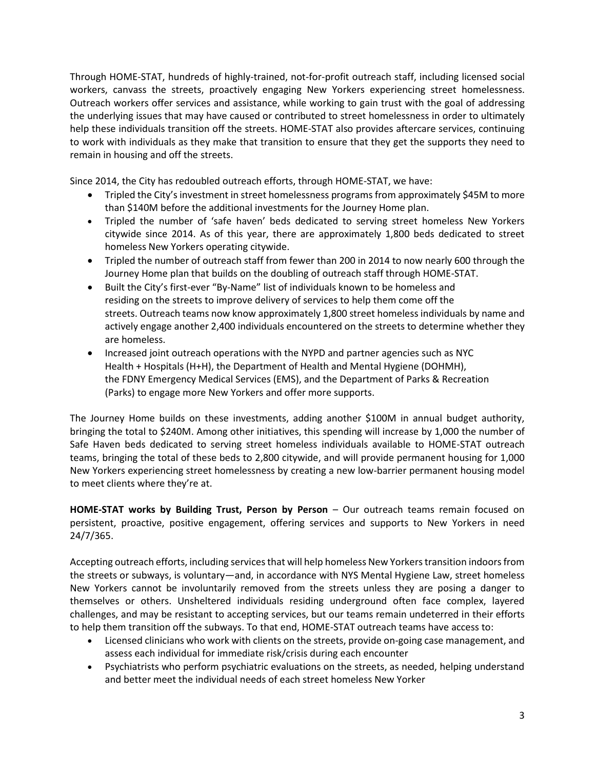Through HOME-STAT, hundreds of highly-trained, not-for-profit outreach staff, including licensed social workers, canvass the streets, proactively engaging New Yorkers experiencing street homelessness. Outreach workers offer services and assistance, while working to gain trust with the goal of addressing the underlying issues that may have caused or contributed to street homelessness in order to ultimately help these individuals transition off the streets. HOME-STAT also provides aftercare services, continuing to work with individuals as they make that transition to ensure that they get the supports they need to remain in housing and off the streets.

Since 2014, the City has redoubled outreach efforts, through HOME-STAT, we have:

- Tripled the City's investment in street homelessness programs from approximately $45M to more than $140M before the additional investments for the Journey Home plan.
- Tripled the number of 'safe haven' beds dedicated to serving street homeless New Yorkers citywide since 2014. As of this year, there are approximately 1,800 beds dedicated to street homeless New Yorkers operating citywide.
- Tripled the number of outreach staff from fewer than 200 in 2014 to now nearly 600 through the Journey Home plan that builds on the doubling of outreach staff through HOME-STAT.
- Built the City's first-ever "By-Name" list of individuals known to be homeless and residing on the streets to improve delivery of services to help them come off the streets. Outreach teams now know approximately 1,800 street homeless individuals by name and actively engage another 2,400 individuals encountered on the streets to determine whether they are homeless.
- Increased joint outreach operations with the NYPD and partner agencies such as NYC Health + Hospitals (H+H), the Department of Health and Mental Hygiene (DOHMH), the FDNY Emergency Medical Services (EMS), and the Department of Parks & Recreation (Parks) to engage more New Yorkers and offer more supports.

The Journey Home builds on these investments, adding another $100M in annual budget authority, bringing the total to $240M. Among other initiatives, this spending will increase by 1,000 the number of Safe Haven beds dedicated to serving street homeless individuals available to HOME-STAT outreach teams, bringing the total of these beds to 2,800 citywide, and will provide permanent housing for 1,000 New Yorkers experiencing street homelessness by creating a new low-barrier permanent housing model to meet clients where they're at.

**HOME-STAT works by Building Trust, Person by Person** – Our outreach teams remain focused on persistent, proactive, positive engagement, offering services and supports to New Yorkers in need 24/7/365.

Accepting outreach efforts, including services that will help homeless New Yorkers transition indoors from the streets or subways, is voluntary—and, in accordance with NYS Mental Hygiene Law, street homeless New Yorkers cannot be involuntarily removed from the streets unless they are posing a danger to themselves or others. Unsheltered individuals residing underground often face complex, layered challenges, and may be resistant to accepting services, but our teams remain undeterred in their efforts to help them transition off the subways. To that end, HOME-STAT outreach teams have access to:

- Licensed clinicians who work with clients on the streets, provide on-going case management, and assess each individual for immediate risk/crisis during each encounter
- Psychiatrists who perform psychiatric evaluations on the streets, as needed, helping understand and better meet the individual needs of each street homeless New Yorker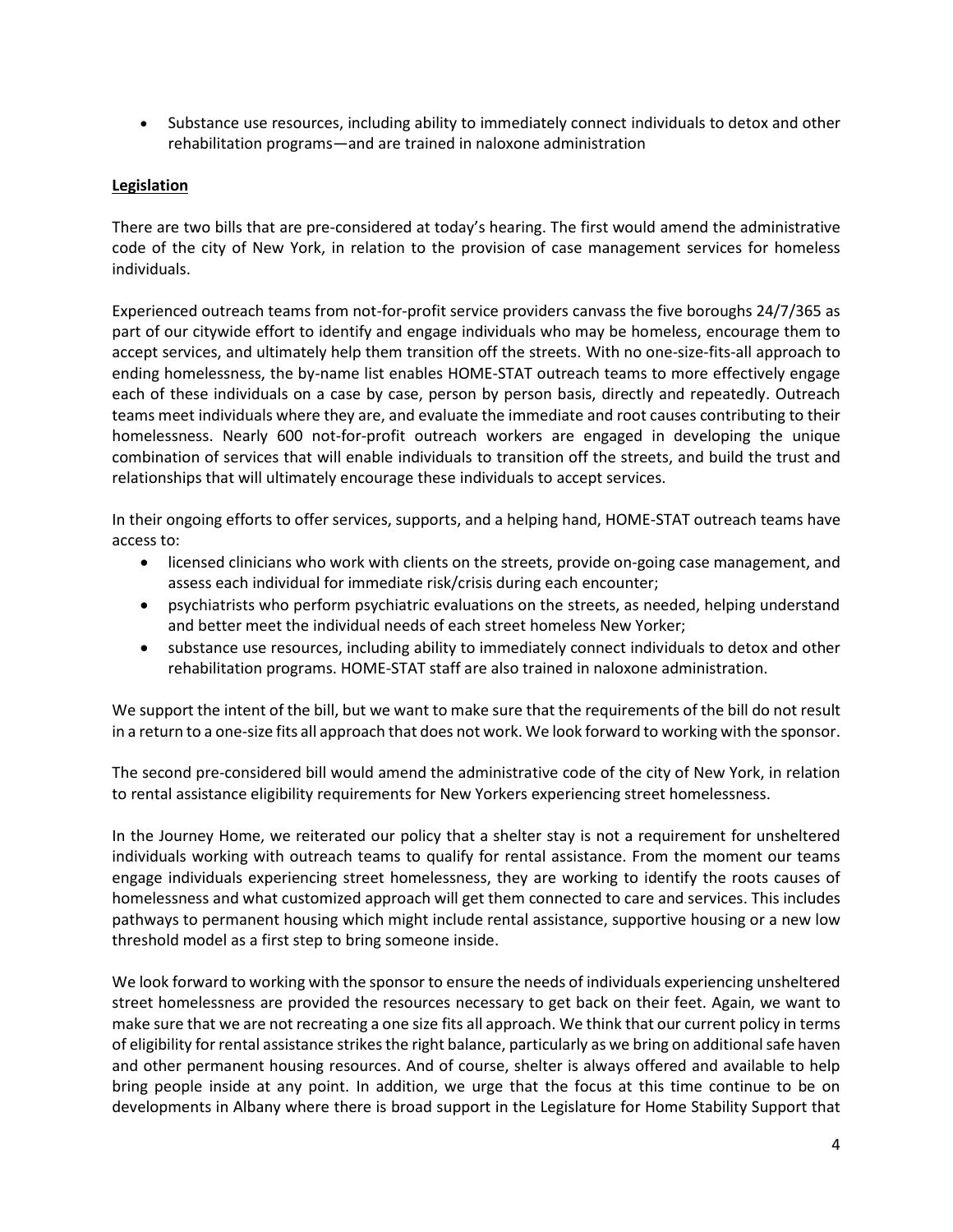- Substance use resources, including ability to immediately connect individuals to detox and other rehabilitation programs—and are trained in naloxone administration

**Legislation**

There are two bills that are pre-considered at today's hearing. The first would amend the administrative code of the city of New York, in relation to the provision of case management services for homeless individuals.

Experienced outreach teams from not-for-profit service providers canvass the five boroughs 24/7/365 as part of our citywide effort to identify and engage individuals who may be homeless, encourage them to accept services, and ultimately help them transition off the streets. With no one-size-fits-all approach to ending homelessness, the by-name list enables HOME-STAT outreach teams to more effectively engage each of these individuals on a case by case, person by person basis, directly and repeatedly. Outreach teams meet individuals where they are, and evaluate the immediate and root causes contributing to their homelessness. Nearly 600 not-for-profit outreach workers are engaged in developing the unique combination of services that will enable individuals to transition off the streets, and build the trust and relationships that will ultimately encourage these individuals to accept services.

In their ongoing efforts to offer services, supports, and a helping hand, HOME-STAT outreach teams have access to:

- licensed clinicians who work with clients on the streets, provide on-going case management, and assess each individual for immediate risk/crisis during each encounter;
- psychiatrists who perform psychiatric evaluations on the streets, as needed, helping understand and better meet the individual needs of each street homeless New Yorker;
- substance use resources, including ability to immediately connect individuals to detox and other rehabilitation programs. HOME-STAT staff are also trained in naloxone administration.

We support the intent of the bill, but we want to make sure that the requirements of the bill do not result in a return to a one-size fits all approach that does not work. We look forward to working with the sponsor.

The second pre-considered bill would amend the administrative code of the city of New York, in relation to rental assistance eligibility requirements for New Yorkers experiencing street homelessness.

In the Journey Home, we reiterated our policy that a shelter stay is not a requirement for unsheltered individuals working with outreach teams to qualify for rental assistance. From the moment our teams engage individuals experiencing street homelessness, they are working to identify the roots causes of homelessness and what customized approach will get them connected to care and services. This includes pathways to permanent housing which might include rental assistance, supportive housing or a new low threshold model as a first step to bring someone inside.

We look forward to working with the sponsor to ensure the needs of individuals experiencing unsheltered street homelessness are provided the resources necessary to get back on their feet. Again, we want to make sure that we are not recreating a one size fits all approach. We think that our current policy in terms of eligibility for rental assistance strikes the right balance, particularly as we bring on additional safe haven and other permanent housing resources. And of course, shelter is always offered and available to help bring people inside at any point. In addition, we urge that the focus at this time continue to be on developments in Albany where there is broad support in the Legislature for Home Stability Support that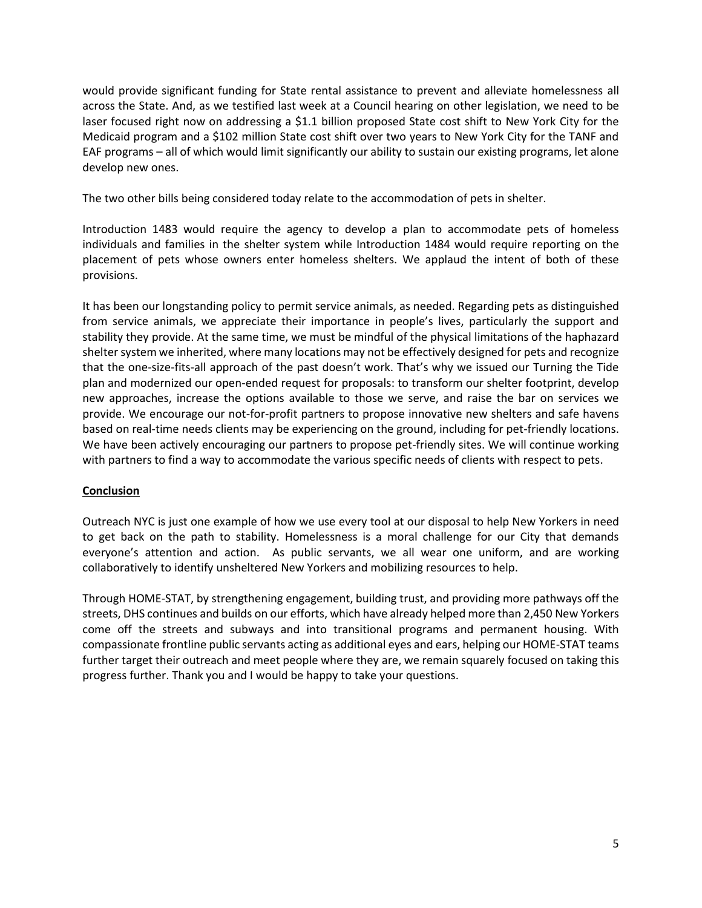would provide significant funding for State rental assistance to prevent and alleviate homelessness all across the State. And, as we testified last week at a Council hearing on other legislation, we need to be laser focused right now on addressing a $1.1 billion proposed State cost shift to New York City for the Medicaid program and a $102 million State cost shift over two years to New York City for the TANF and EAF programs – all of which would limit significantly our ability to sustain our existing programs, let alone develop new ones.

The two other bills being considered today relate to the accommodation of pets in shelter.

Introduction 1483 would require the agency to develop a plan to accommodate pets of homeless individuals and families in the shelter system while Introduction 1484 would require reporting on the placement of pets whose owners enter homeless shelters. We applaud the intent of both of these provisions.

It has been our longstanding policy to permit service animals, as needed. Regarding pets as distinguished from service animals, we appreciate their importance in people's lives, particularly the support and stability they provide. At the same time, we must be mindful of the physical limitations of the haphazard shelter system we inherited, where many locations may not be effectively designed for pets and recognize that the one-size-fits-all approach of the past doesn't work. That's why we issued our Turning the Tide plan and modernized our open-ended request for proposals: to transform our shelter footprint, develop new approaches, increase the options available to those we serve, and raise the bar on services we provide. We encourage our not-for-profit partners to propose innovative new shelters and safe havens based on real-time needs clients may be experiencing on the ground, including for pet-friendly locations. We have been actively encouraging our partners to propose pet-friendly sites. We will continue working with partners to find a way to accommodate the various specific needs of clients with respect to pets.

## Conclusion

Outreach NYC is just one example of how we use every tool at our disposal to help New Yorkers in need to get back on the path to stability. Homelessness is a moral challenge for our City that demands everyone's attention and action. As public servants, we all wear one uniform, and are working collaboratively to identify unsheltered New Yorkers and mobilizing resources to help.

Through HOME-STAT, by strengthening engagement, building trust, and providing more pathways off the streets, DHS continues and builds on our efforts, which have already helped more than 2,450 New Yorkers come off the streets and subways and into transitional programs and permanent housing. With compassionate frontline public servants acting as additional eyes and ears, helping our HOME-STAT teams further target their outreach and meet people where they are, we remain squarely focused on taking this progress further. Thank you and I would be happy to take your questions.